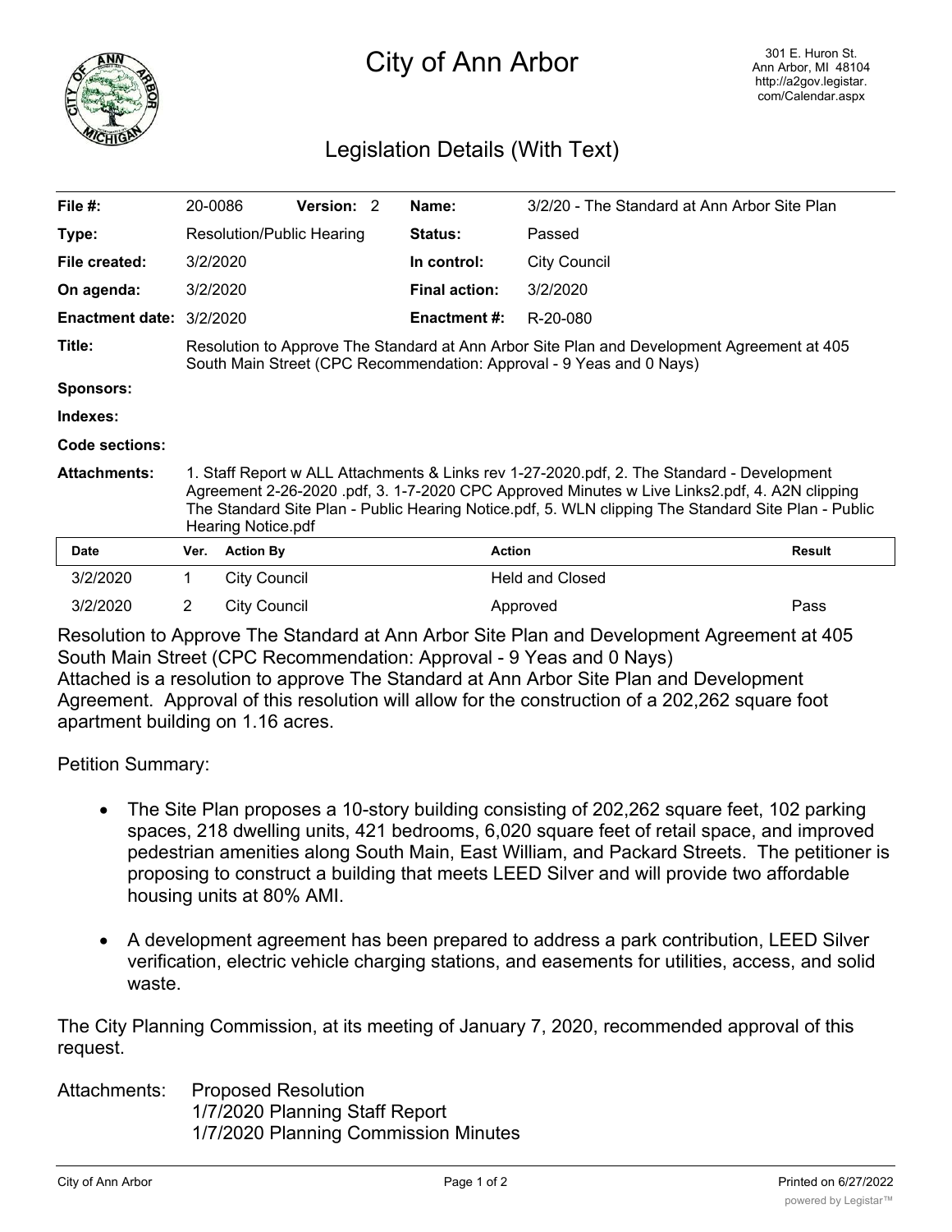# City of Ann Arbor

301 E. Huron St.
Ann Arbor, MI 48104
http://a2gov.legistar.com/Calendar.aspx

## Legislation Details (With Text)

| | | | |
|---|---|---|---|
| **File #:** | 20-0086 **Version:** 2 | **Name:** | 3/2/20 - The Standard at Ann Arbor Site Plan |
| **Type:** | Resolution/Public Hearing | **Status:** | Passed |
| **File created:** | 3/2/2020 | **In control:** | City Council |
| **On agenda:** | 3/2/2020 | **Final action:** | 3/2/2020 |
| **Enactment date:** | 3/2/2020 | **Enactment #:** | R-20-080 |

**Title:** Resolution to Approve The Standard at Ann Arbor Site Plan and Development Agreement at 405 South Main Street (CPC Recommendation: Approval - 9 Yeas and 0 Nays)

**Sponsors:**

**Indexes:**

**Code sections:**

**Attachments:** 1. Staff Report w ALL Attachments & Links rev 1-27-2020.pdf, 2. The Standard - Development Agreement 2-26-2020 .pdf, 3. 1-7-2020 CPC Approved Minutes w Live Links2.pdf, 4. A2N clipping The Standard Site Plan - Public Hearing Notice.pdf, 5. WLN clipping The Standard Site Plan - Public Hearing Notice.pdf

| Date | Ver. | Action By | Action | Result |
|---|---|---|---|---|
| 3/2/2020 | 1 | City Council | Held and Closed | |
| 3/2/2020 | 2 | City Council | Approved | Pass |

Resolution to Approve The Standard at Ann Arbor Site Plan and Development Agreement at 405 South Main Street (CPC Recommendation: Approval - 9 Yeas and 0 Nays)
Attached is a resolution to approve The Standard at Ann Arbor Site Plan and Development Agreement. Approval of this resolution will allow for the construction of a 202,262 square foot apartment building on 1.16 acres.

Petition Summary:

- The Site Plan proposes a 10-story building consisting of 202,262 square feet, 102 parking spaces, 218 dwelling units, 421 bedrooms, 6,020 square feet of retail space, and improved pedestrian amenities along South Main, East William, and Packard Streets. The petitioner is proposing to construct a building that meets LEED Silver and will provide two affordable housing units at 80% AMI.

- A development agreement has been prepared to address a park contribution, LEED Silver verification, electric vehicle charging stations, and easements for utilities, access, and solid waste.

The City Planning Commission, at its meeting of January 7, 2020, recommended approval of this request.

Attachments: Proposed Resolution
1/7/2020 Planning Staff Report
1/7/2020 Planning Commission Minutes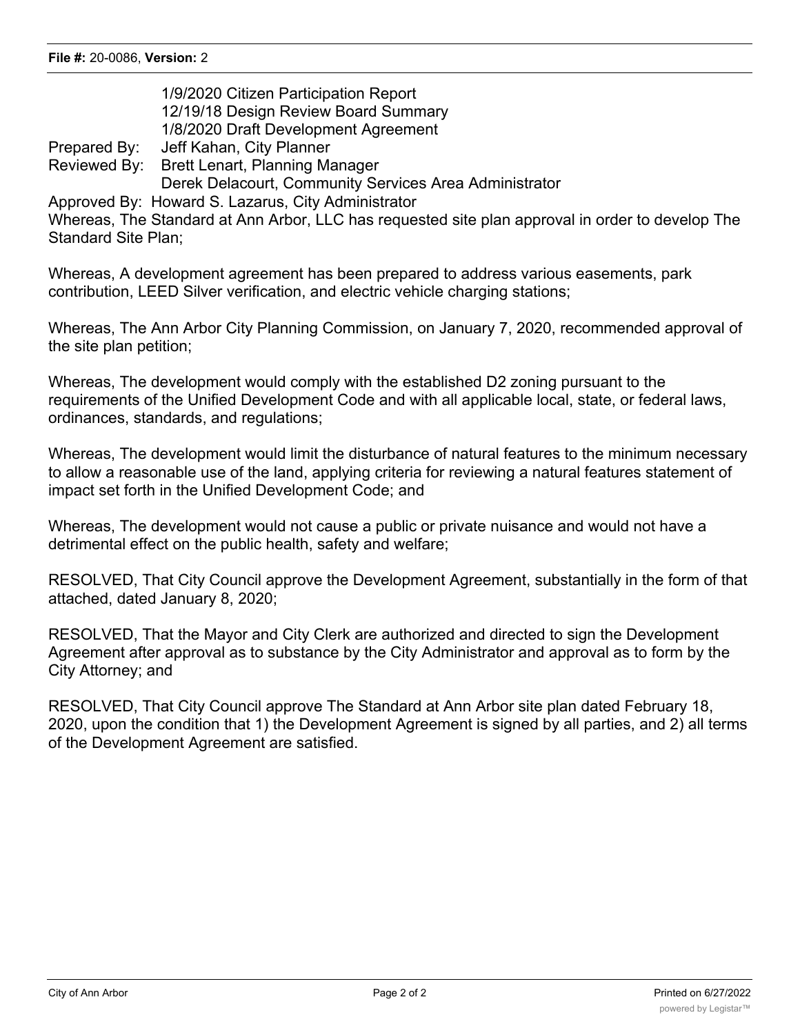1/9/2020 Citizen Participation Report
12/19/18 Design Review Board Summary
1/8/2020 Draft Development Agreement

Prepared By: Jeff Kahan, City Planner

Reviewed By: Brett Lenart, Planning Manager
Derek Delacourt, Community Services Area Administrator

Approved By: Howard S. Lazarus, City Administrator

Whereas, The Standard at Ann Arbor, LLC has requested site plan approval in order to develop The Standard Site Plan;

Whereas, A development agreement has been prepared to address various easements, park contribution, LEED Silver verification, and electric vehicle charging stations;

Whereas, The Ann Arbor City Planning Commission, on January 7, 2020, recommended approval of the site plan petition;

Whereas, The development would comply with the established D2 zoning pursuant to the requirements of the Unified Development Code and with all applicable local, state, or federal laws, ordinances, standards, and regulations;

Whereas, The development would limit the disturbance of natural features to the minimum necessary to allow a reasonable use of the land, applying criteria for reviewing a natural features statement of impact set forth in the Unified Development Code; and

Whereas, The development would not cause a public or private nuisance and would not have a detrimental effect on the public health, safety and welfare;

RESOLVED, That City Council approve the Development Agreement, substantially in the form of that attached, dated January 8, 2020;

RESOLVED, That the Mayor and City Clerk are authorized and directed to sign the Development Agreement after approval as to substance by the City Administrator and approval as to form by the City Attorney; and

RESOLVED, That City Council approve The Standard at Ann Arbor site plan dated February 18, 2020, upon the condition that 1) the Development Agreement is signed by all parties, and 2) all terms of the Development Agreement are satisfied.